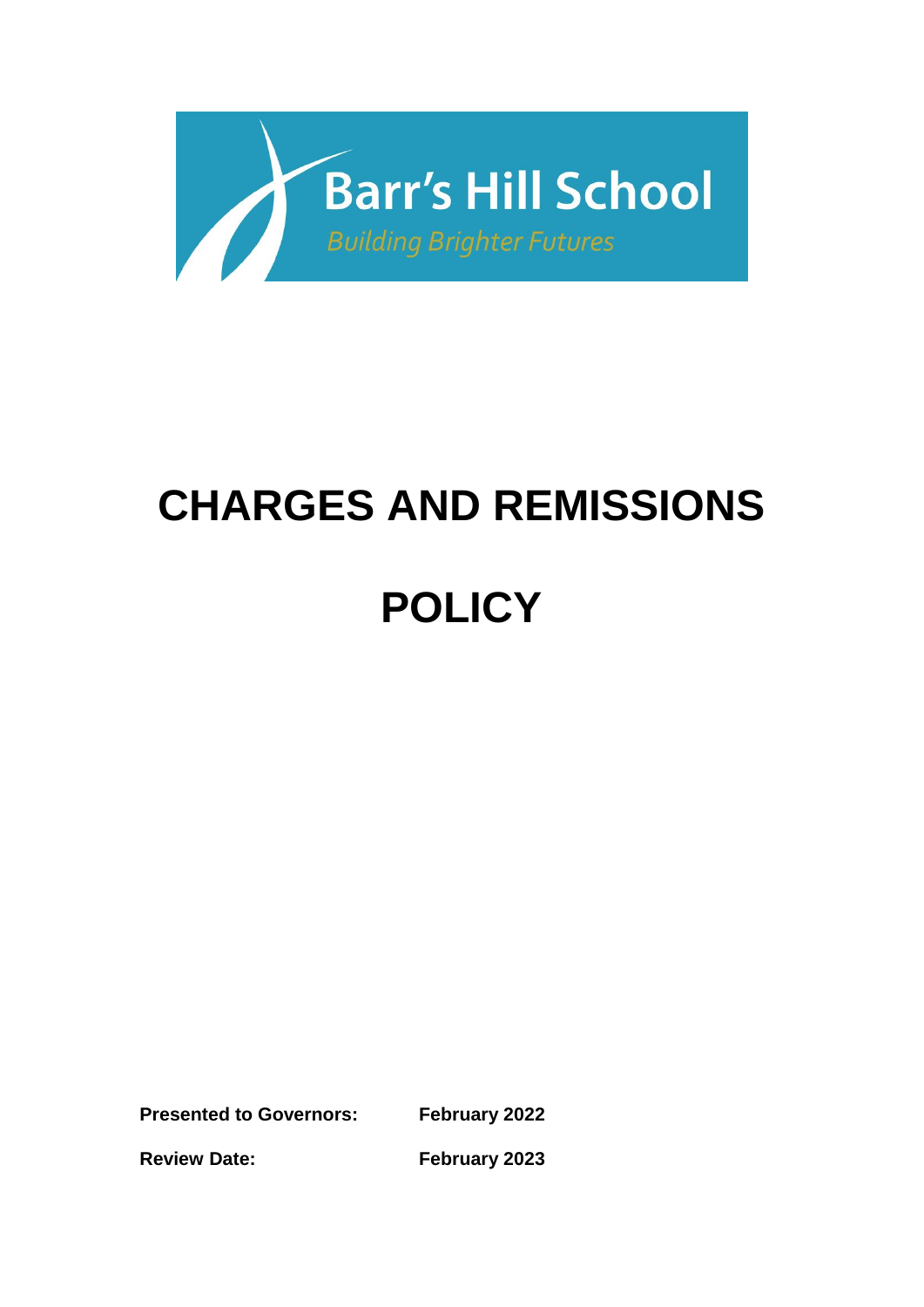Barr's Hill School

*Building Brighter Futures*

# CHARGES AND REMISSIONS

# POLICY

**Presented to Governors:** **February 2022**

**Review Date:** **February 2023**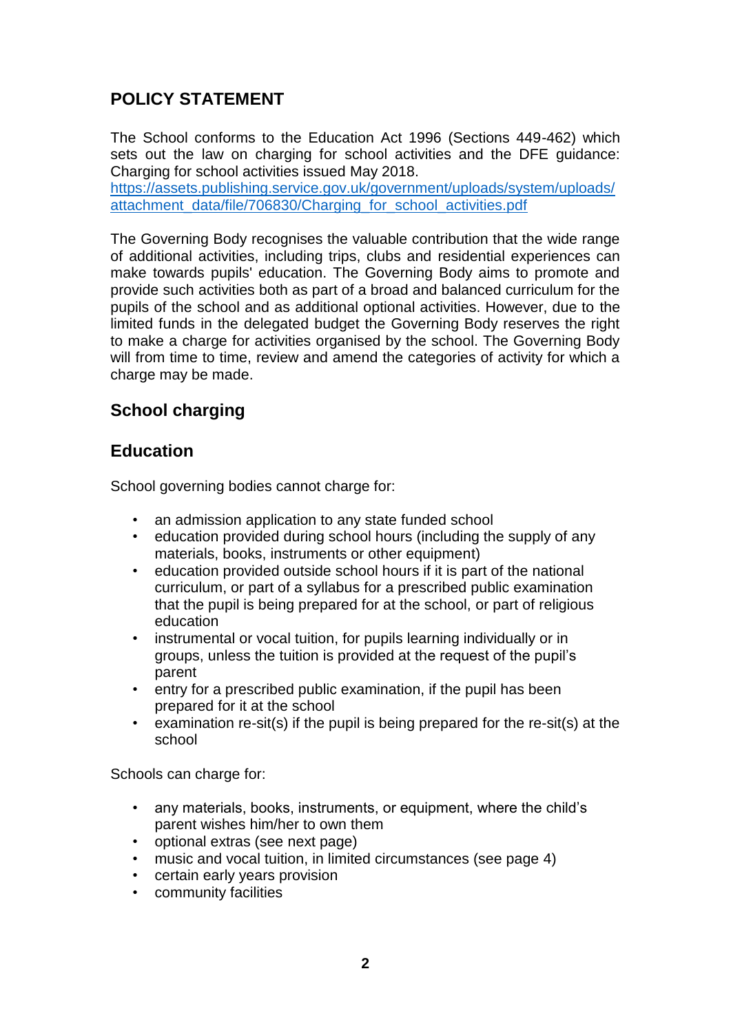## POLICY STATEMENT

The School conforms to the Education Act 1996 (Sections 449-462) which sets out the law on charging for school activities and the DFE guidance: Charging for school activities issued May 2018.
[https://assets.publishing.service.gov.uk/government/uploads/system/uploads/attachment_data/file/706830/Charging_for_school_activities.pdf](https://assets.publishing.service.gov.uk/government/uploads/system/uploads/attachment_data/file/706830/Charging_for_school_activities.pdf)

The Governing Body recognises the valuable contribution that the wide range of additional activities, including trips, clubs and residential experiences can make towards pupils' education. The Governing Body aims to promote and provide such activities both as part of a broad and balanced curriculum for the pupils of the school and as additional optional activities. However, due to the limited funds in the delegated budget the Governing Body reserves the right to make a charge for activities organised by the school. The Governing Body will from time to time, review and amend the categories of activity for which a charge may be made.

### School charging

### Education

School governing bodies cannot charge for:

- an admission application to any state funded school
- education provided during school hours (including the supply of any materials, books, instruments or other equipment)
- education provided outside school hours if it is part of the national curriculum, or part of a syllabus for a prescribed public examination that the pupil is being prepared for at the school, or part of religious education
- instrumental or vocal tuition, for pupils learning individually or in groups, unless the tuition is provided at the request of the pupil's parent
- entry for a prescribed public examination, if the pupil has been prepared for it at the school
- examination re-sit(s) if the pupil is being prepared for the re-sit(s) at the school

Schools can charge for:

- any materials, books, instruments, or equipment, where the child's parent wishes him/her to own them
- optional extras (see next page)
- music and vocal tuition, in limited circumstances (see page 4)
- certain early years provision
- community facilities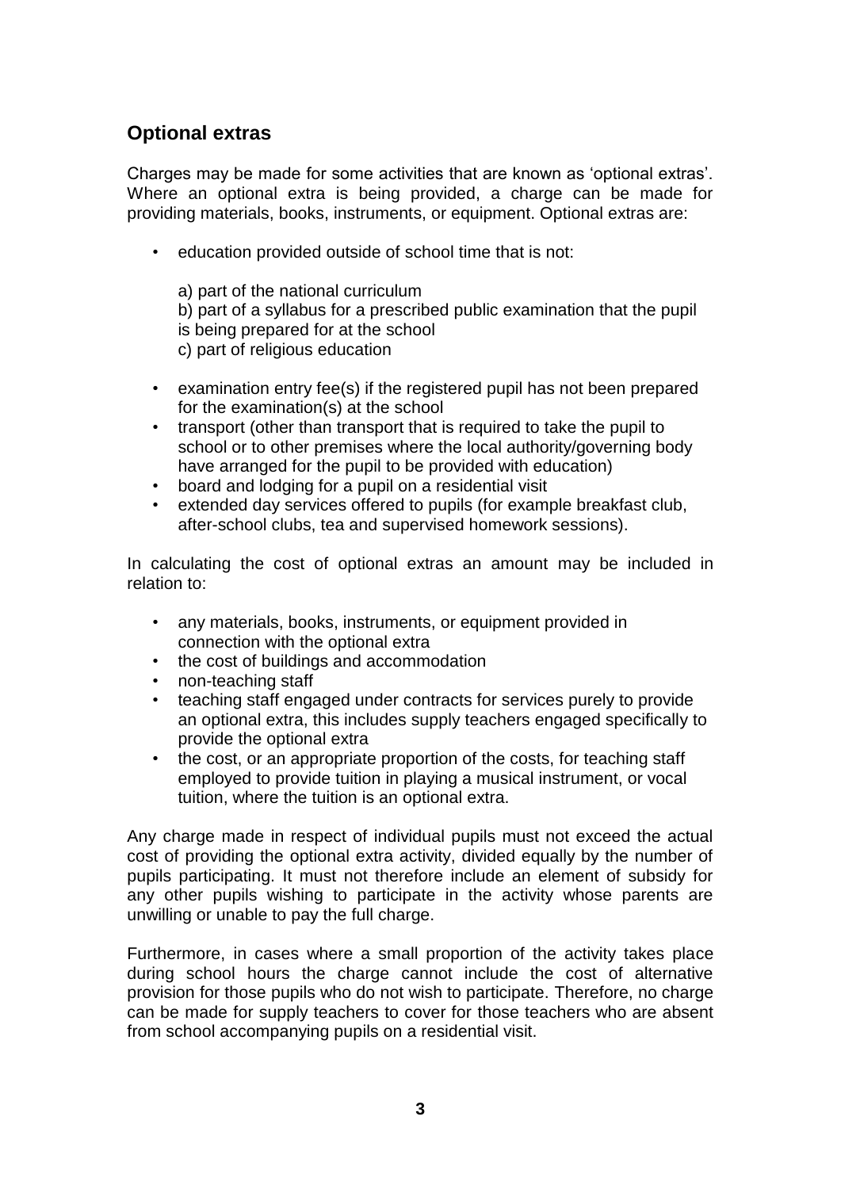## Optional extras

Charges may be made for some activities that are known as 'optional extras'. Where an optional extra is being provided, a charge can be made for providing materials, books, instruments, or equipment. Optional extras are:

- education provided outside of school time that is not:

  a) part of the national curriculum
  b) part of a syllabus for a prescribed public examination that the pupil is being prepared for at the school
  c) part of religious education

- examination entry fee(s) if the registered pupil has not been prepared for the examination(s) at the school
- transport (other than transport that is required to take the pupil to school or to other premises where the local authority/governing body have arranged for the pupil to be provided with education)
- board and lodging for a pupil on a residential visit
- extended day services offered to pupils (for example breakfast club, after-school clubs, tea and supervised homework sessions).

In calculating the cost of optional extras an amount may be included in relation to:

- any materials, books, instruments, or equipment provided in connection with the optional extra
- the cost of buildings and accommodation
- non-teaching staff
- teaching staff engaged under contracts for services purely to provide an optional extra, this includes supply teachers engaged specifically to provide the optional extra
- the cost, or an appropriate proportion of the costs, for teaching staff employed to provide tuition in playing a musical instrument, or vocal tuition, where the tuition is an optional extra.

Any charge made in respect of individual pupils must not exceed the actual cost of providing the optional extra activity, divided equally by the number of pupils participating. It must not therefore include an element of subsidy for any other pupils wishing to participate in the activity whose parents are unwilling or unable to pay the full charge.

Furthermore, in cases where a small proportion of the activity takes place during school hours the charge cannot include the cost of alternative provision for those pupils who do not wish to participate. Therefore, no charge can be made for supply teachers to cover for those teachers who are absent from school accompanying pupils on a residential visit.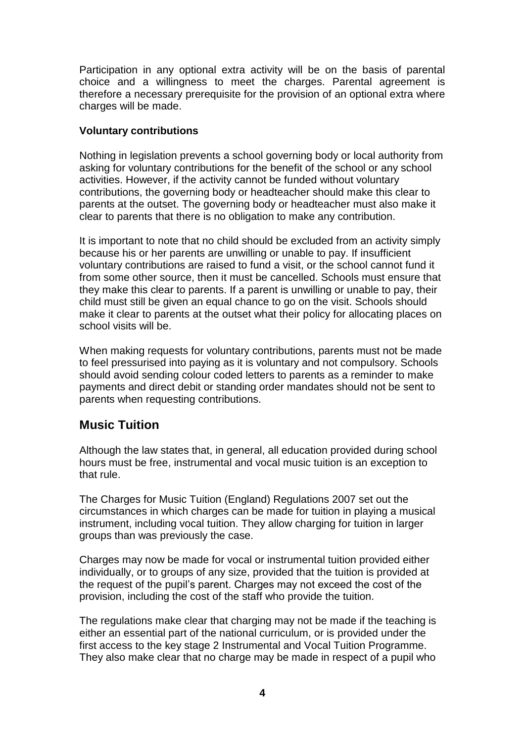Participation in any optional extra activity will be on the basis of parental choice and a willingness to meet the charges. Parental agreement is therefore a necessary prerequisite for the provision of an optional extra where charges will be made.

**Voluntary contributions**

Nothing in legislation prevents a school governing body or local authority from asking for voluntary contributions for the benefit of the school or any school activities. However, if the activity cannot be funded without voluntary contributions, the governing body or headteacher should make this clear to parents at the outset. The governing body or headteacher must also make it clear to parents that there is no obligation to make any contribution.

It is important to note that no child should be excluded from an activity simply because his or her parents are unwilling or unable to pay. If insufficient voluntary contributions are raised to fund a visit, or the school cannot fund it from some other source, then it must be cancelled. Schools must ensure that they make this clear to parents. If a parent is unwilling or unable to pay, their child must still be given an equal chance to go on the visit. Schools should make it clear to parents at the outset what their policy for allocating places on school visits will be.

When making requests for voluntary contributions, parents must not be made to feel pressurised into paying as it is voluntary and not compulsory. Schools should avoid sending colour coded letters to parents as a reminder to make payments and direct debit or standing order mandates should not be sent to parents when requesting contributions.

## Music Tuition

Although the law states that, in general, all education provided during school hours must be free, instrumental and vocal music tuition is an exception to that rule.

The Charges for Music Tuition (England) Regulations 2007 set out the circumstances in which charges can be made for tuition in playing a musical instrument, including vocal tuition. They allow charging for tuition in larger groups than was previously the case.

Charges may now be made for vocal or instrumental tuition provided either individually, or to groups of any size, provided that the tuition is provided at the request of the pupil's parent. Charges may not exceed the cost of the provision, including the cost of the staff who provide the tuition.

The regulations make clear that charging may not be made if the teaching is either an essential part of the national curriculum, or is provided under the first access to the key stage 2 Instrumental and Vocal Tuition Programme. They also make clear that no charge may be made in respect of a pupil who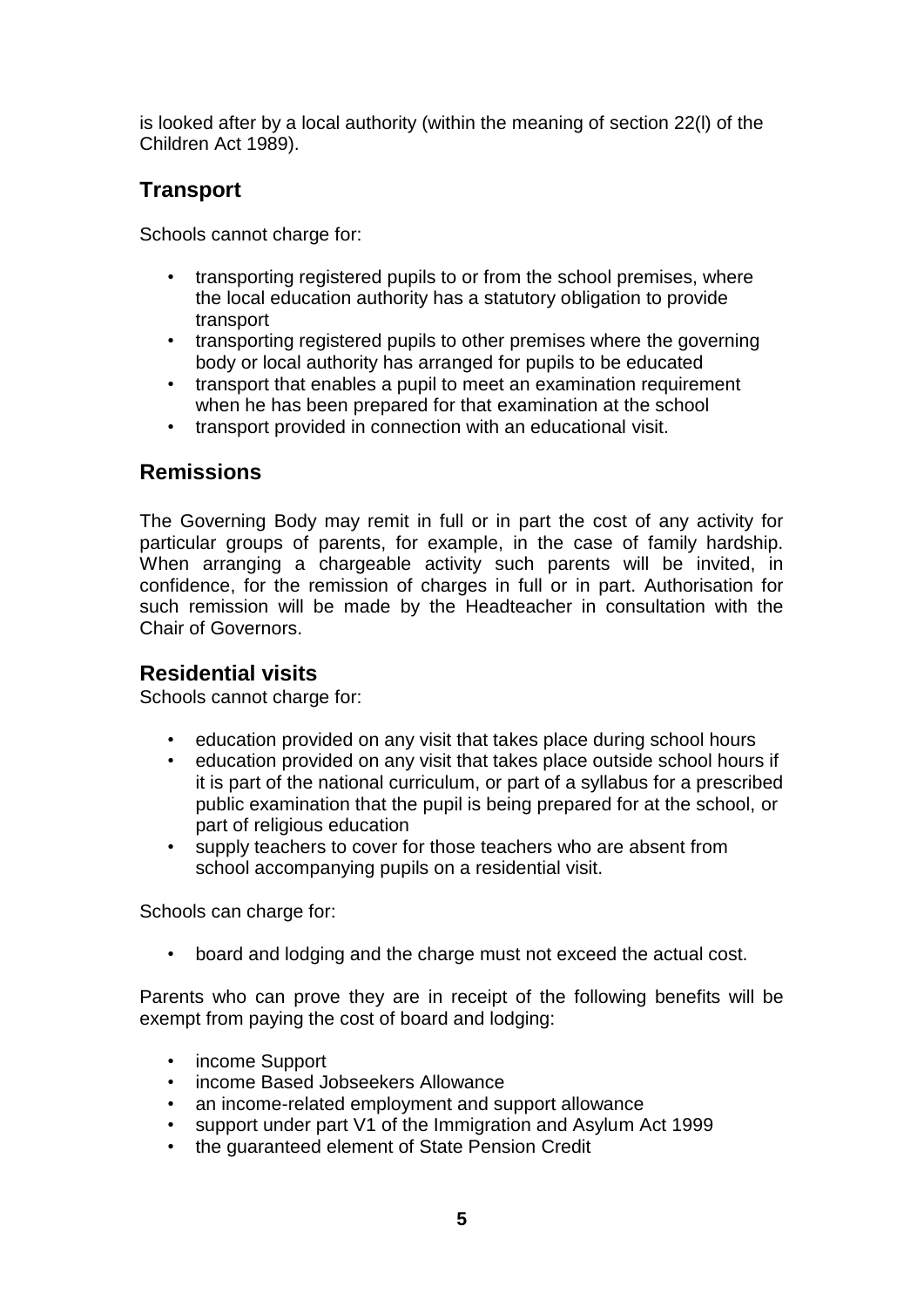is looked after by a local authority (within the meaning of section 22(l) of the Children Act 1989).

## Transport

Schools cannot charge for:

- transporting registered pupils to or from the school premises, where the local education authority has a statutory obligation to provide transport
- transporting registered pupils to other premises where the governing body or local authority has arranged for pupils to be educated
- transport that enables a pupil to meet an examination requirement when he has been prepared for that examination at the school
- transport provided in connection with an educational visit.

## Remissions

The Governing Body may remit in full or in part the cost of any activity for particular groups of parents, for example, in the case of family hardship. When arranging a chargeable activity such parents will be invited, in confidence, for the remission of charges in full or in part. Authorisation for such remission will be made by the Headteacher in consultation with the Chair of Governors.

## Residential visits

Schools cannot charge for:

- education provided on any visit that takes place during school hours
- education provided on any visit that takes place outside school hours if it is part of the national curriculum, or part of a syllabus for a prescribed public examination that the pupil is being prepared for at the school, or part of religious education
- supply teachers to cover for those teachers who are absent from school accompanying pupils on a residential visit.

Schools can charge for:

- board and lodging and the charge must not exceed the actual cost.

Parents who can prove they are in receipt of the following benefits will be exempt from paying the cost of board and lodging:

- income Support
- income Based Jobseekers Allowance
- an income-related employment and support allowance
- support under part V1 of the Immigration and Asylum Act 1999
- the guaranteed element of State Pension Credit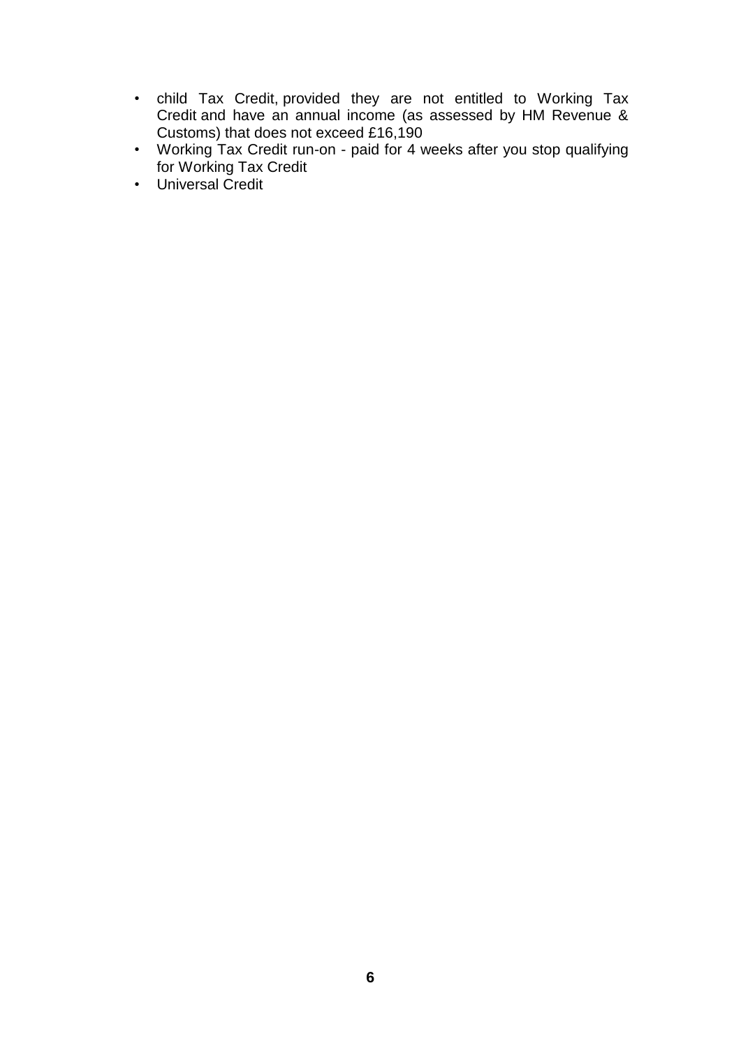- child Tax Credit, provided they are not entitled to Working Tax Credit and have an annual income (as assessed by HM Revenue & Customs) that does not exceed £16,190
- Working Tax Credit run-on - paid for 4 weeks after you stop qualifying for Working Tax Credit
- Universal Credit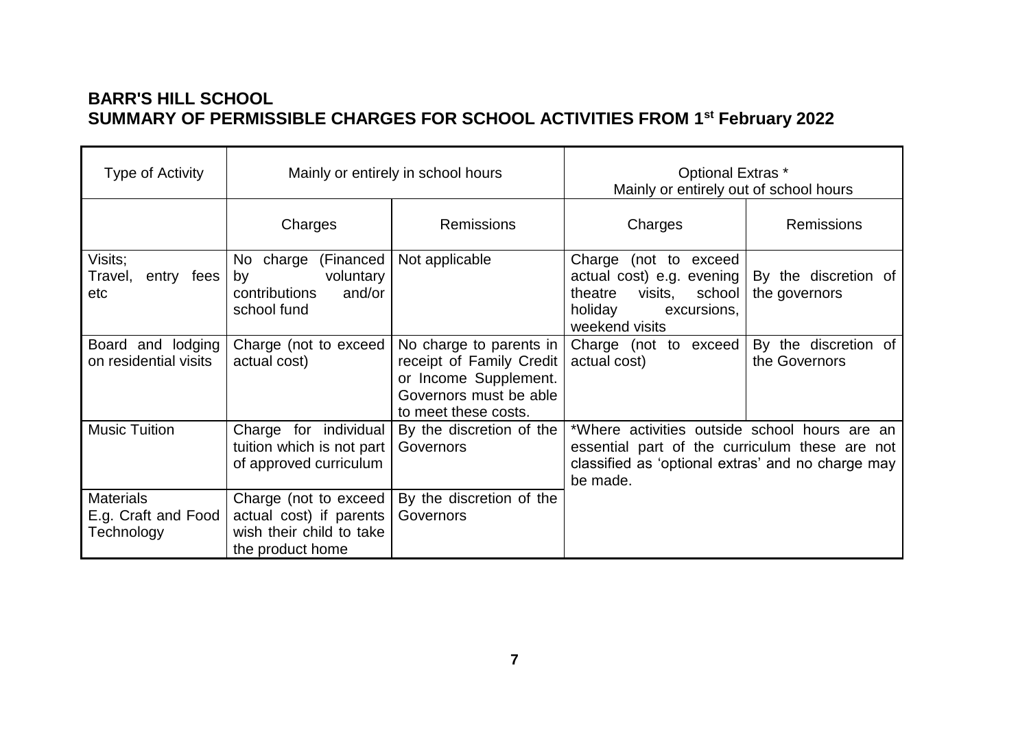**BARR'S HILL SCHOOL**
**SUMMARY OF PERMISSIBLE CHARGES FOR SCHOOL ACTIVITIES FROM 1st February 2022**

| Type of Activity | Mainly or entirely in school hours | | Optional Extras * Mainly or entirely out of school hours | |
|---|---|---|---|---|
| | Charges | Remissions | Charges | Remissions |
| Visits; Travel, entry fees etc | No charge (Financed by voluntary contributions and/or school fund | Not applicable | Charge (not to exceed actual cost) e.g. evening theatre visits, school holiday excursions, weekend visits | By the discretion of the governors |
| Board and lodging on residential visits | Charge (not to exceed actual cost) | No charge to parents in receipt of Family Credit or Income Supplement. Governors must be able to meet these costs. | Charge (not to exceed actual cost) | By the discretion of the Governors |
| Music Tuition | Charge for individual tuition which is not part of approved curriculum | By the discretion of the Governors | *Where activities outside school hours are an essential part of the curriculum these are not classified as 'optional extras' and no charge may be made. | |
| Materials E.g. Craft and Food Technology | Charge (not to exceed actual cost) if parents wish their child to take the product home | By the discretion of the Governors | | |